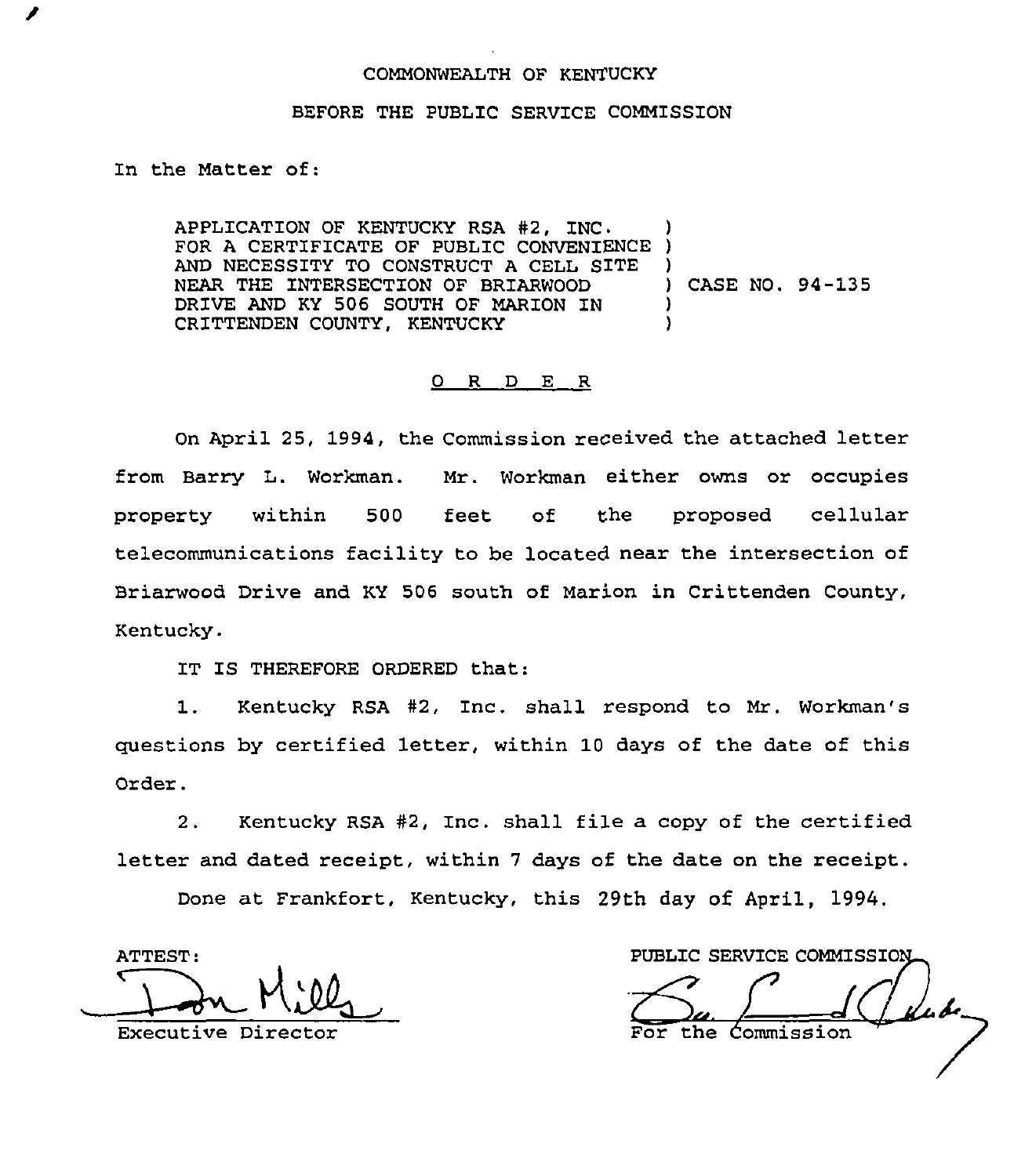COMMONWEALTH OF KENTUCKY

BEFORE THE PUBLIC SERVICE COMMISSION

In the Matter of:

| | | |
|---|---|---|
| APPLICATION OF KENTUCKY RSA #2, INC. FOR A CERTIFICATE OF PUBLIC CONVENIENCE AND NECESSITY TO CONSTRUCT A CELL SITE NEAR THE INTERSECTION OF BRIARWOOD DRIVE AND KY 506 SOUTH OF MARION IN CRITTENDEN COUNTY, KENTUCKY | ) | CASE NO. 94-135 |

O R D E R

On April 25, 1994, the Commission received the attached letter from Barry L. Workman. Mr. Workman either owns or occupies property within 500 feet of the proposed cellular telecommunications facility to be located near the intersection of Briarwood Drive and KY 506 south of Marion in Crittenden County, Kentucky.

IT IS THEREFORE ORDERED that:

1. Kentucky RSA #2, Inc. shall respond to Mr. Workman's questions by certified letter, within 10 days of the date of this Order.

2. Kentucky RSA #2, Inc. shall file a copy of the certified letter and dated receipt, within 7 days of the date on the receipt.

Done at Frankfort, Kentucky, this 29th day of April, 1994.

ATTEST:

Executive Director

PUBLIC SERVICE COMMISSION

For the Commission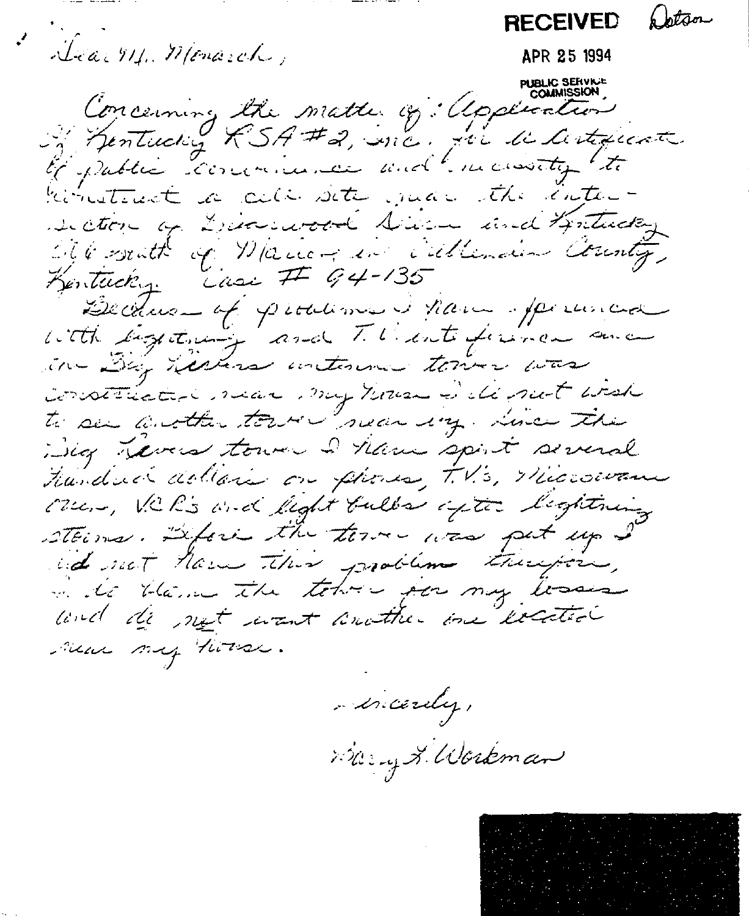RECEIVED Dotson

APR 25 1994

PUBLIC SERVICE COMMISSION

Dear Mr. Mandrich;

Concerning the matter of: Application of Kentucky RSA #2, inc. for a Certificate of public convenience and necessity to construct a cell site near the intersection of Briarwood Lane and Kentucky 216 south of Marion in Crittenden County, Kentucky. Case # 94-135

Because of problems I have experienced with lightning and T.V. interference since the Big Rivers antenna tower was constructed near my house I do not wish to see another tower near us. Since the Big Rivers tower I have spent several hundred dollars on phones, T.V.'s, Microwave Oven, VCR's and light bulbs after lightning storms. Before the tower was put up I did not have this problem therefore, I do blame the tower for my losses and do not want another one located near my house.

Sincerely,

Mary L. Workman